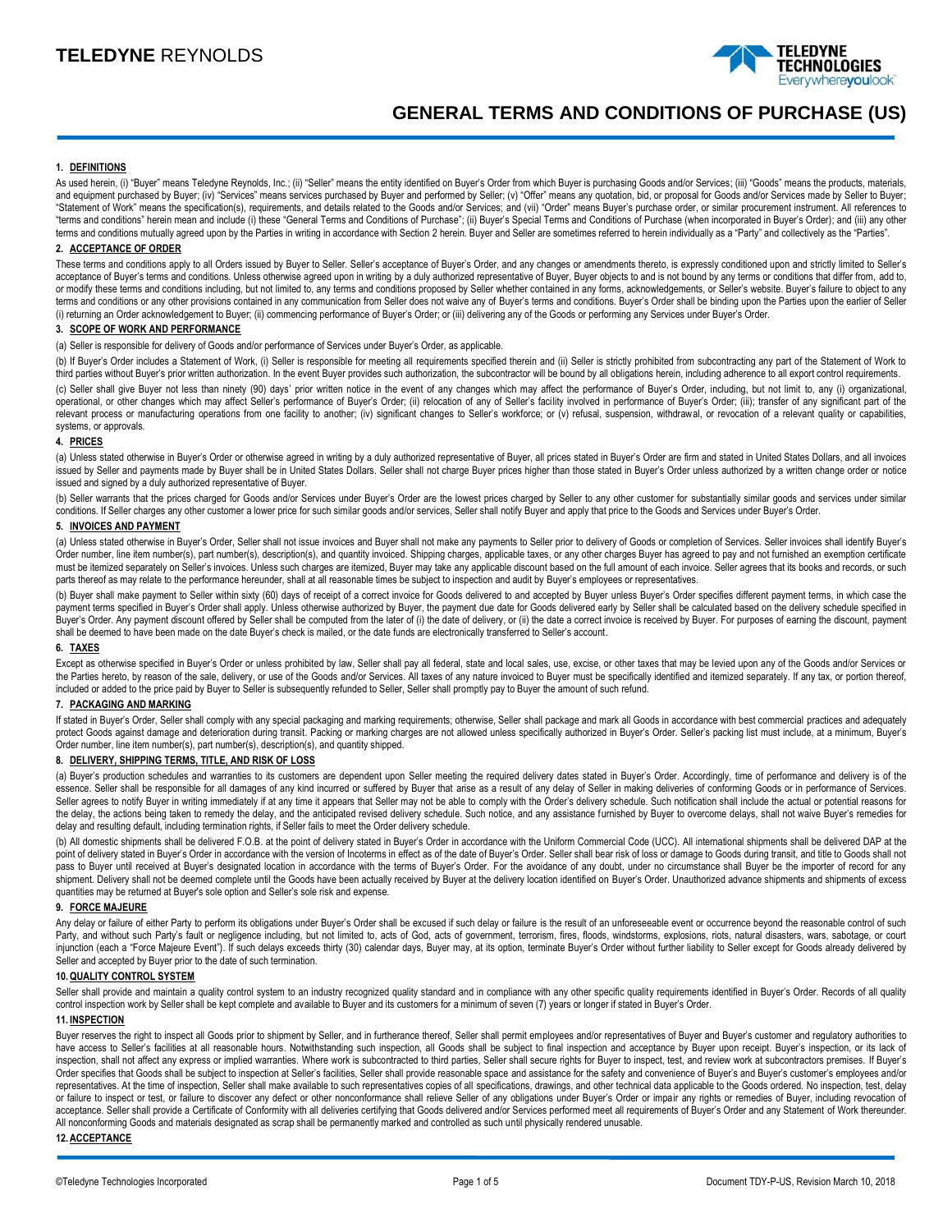# TELEDYNE REYNOLDS

# GENERAL TERMS AND CONDITIONS OF PURCHASE (US)

## 1. DEFINITIONS

As used herein, (i) "Buyer" means Teledyne Reynolds, Inc.; (ii) "Seller" means the entity identified on Buyer's Order from which Buyer is purchasing Goods and/or Services; (iii) "Goods" means the products, materials, and equipment purchased by Buyer; (iv) "Services" means services purchased by Buyer and performed by Seller; (v) "Offer" means any quotation, bid, or proposal for Goods and/or Services made by Seller to Buyer; "Statement of Work" means the specification(s), requirements, and details related to the Goods and/or Services; and (vii) "Order" means Buyer's purchase order, or similar procurement instrument. All references to "terms and conditions" herein mean and include (i) these "General Terms and Conditions of Purchase"; (ii) Buyer's Special Terms and Conditions of Purchase (when incorporated in Buyer's Order); and (iii) any other terms and conditions mutually agreed upon by the Parties in writing in accordance with Section 2 herein. Buyer and Seller are sometimes referred to herein individually as a "Party" and collectively as the "Parties".

## 2. ACCEPTANCE OF ORDER

These terms and conditions apply to all Orders issued by Buyer to Seller. Seller's acceptance of Buyer's Order, and any changes or amendments thereto, is expressly conditioned upon and strictly limited to Seller's acceptance of Buyer's terms and conditions. Unless otherwise agreed upon in writing by a duly authorized representative of Buyer, Buyer objects to and is not bound by any terms or conditions that differ from, add to, or modify these terms and conditions including, but not limited to, any terms and conditions proposed by Seller whether contained in any forms, acknowledgements, or Seller's website. Buyer's failure to object to any terms and conditions or any other provisions contained in any communication from Seller does not waive any of Buyer's terms and conditions. Buyer's Order shall be binding upon the Parties upon the earlier of Seller (i) returning an Order acknowledgement to Buyer; (ii) commencing performance of Buyer's Order; or (iii) delivering any of the Goods or performing any Services under Buyer's Order.

## 3. SCOPE OF WORK AND PERFORMANCE

(a) Seller is responsible for delivery of Goods and/or performance of Services under Buyer's Order, as applicable.

(b) If Buyer's Order includes a Statement of Work, (i) Seller is responsible for meeting all requirements specified therein and (ii) Seller is strictly prohibited from subcontracting any part of the Statement of Work to third parties without Buyer's prior written authorization. In the event Buyer provides such authorization, the subcontractor will be bound by all obligations herein, including adherence to all export control requirements.

(c) Seller shall give Buyer not less than ninety (90) days' prior written notice in the event of any changes which may affect the performance of Buyer's Order, including, but not limit to, any (i) organizational, operational, or other changes which may affect Seller's performance of Buyer's Order; (ii) relocation of any of Seller's facility involved in performance of Buyer's Order; (iii); transfer of any significant part of the relevant process or manufacturing operations from one facility to another; (iv) significant changes to Seller's workforce; or (v) refusal, suspension, withdrawal, or revocation of a relevant quality or capabilities, systems, or approvals.

## 4. PRICES

(a) Unless stated otherwise in Buyer's Order or otherwise agreed in writing by a duly authorized representative of Buyer, all prices stated in Buyer's Order are firm and stated in United States Dollars, and all invoices issued by Seller and payments made by Buyer shall be in United States Dollars. Seller shall not charge Buyer prices higher than those stated in Buyer's Order unless authorized by a written change order or notice issued and signed by a duly authorized representative of Buyer.

(b) Seller warrants that the prices charged for Goods and/or Services under Buyer's Order are the lowest prices charged by Seller to any other customer for substantially similar goods and services under similar conditions. If Seller charges any other customer a lower price for such similar goods and/or services, Seller shall notify Buyer and apply that price to the Goods and Services under Buyer's Order.

## 5. INVOICES AND PAYMENT

(a) Unless stated otherwise in Buyer's Order, Seller shall not issue invoices and Buyer shall not make any payments to Seller prior to delivery of Goods or completion of Services. Seller invoices shall identify Buyer's Order number, line item number(s), part number(s), description(s), and quantity invoiced. Shipping charges, applicable taxes, or any other charges Buyer has agreed to pay and not furnished an exemption certificate must be itemized separately on Seller's invoices. Unless such charges are itemized, Buyer may take any applicable discount based on the full amount of each invoice. Seller agrees that its books and records, or such parts thereof as may relate to the performance hereunder, shall at all reasonable times be subject to inspection and audit by Buyer's employees or representatives.

(b) Buyer shall make payment to Seller within sixty (60) days of receipt of a correct invoice for Goods delivered to and accepted by Buyer unless Buyer's Order specifies different payment terms, in which case the payment terms specified in Buyer's Order shall apply. Unless otherwise authorized by Buyer, the payment due date for Goods delivered early by Seller shall be calculated based on the delivery schedule specified in Buyer's Order. Any payment discount offered by Seller shall be computed from the later of (i) the date of delivery, or (ii) the date a correct invoice is received by Buyer. For purposes of earning the discount, payment shall be deemed to have been made on the date Buyer's check is mailed, or the date funds are electronically transferred to Seller's account.

## 6. TAXES

Except as otherwise specified in Buyer's Order or unless prohibited by law, Seller shall pay all federal, state and local sales, use, excise, or other taxes that may be levied upon any of the Goods and/or Services or the Parties hereto, by reason of the sale, delivery, or use of the Goods and/or Services. All taxes of any nature invoiced to Buyer must be specifically identified and itemized separately. If any tax, or portion thereof, included or added to the price paid by Buyer to Seller is subsequently refunded to Seller, Seller shall promptly pay to Buyer the amount of such refund.

## 7. PACKAGING AND MARKING

If stated in Buyer's Order, Seller shall comply with any special packaging and marking requirements; otherwise, Seller shall package and mark all Goods in accordance with best commercial practices and adequately protect Goods against damage and deterioration during transit. Packing or marking charges are not allowed unless specifically authorized in Buyer's Order. Seller's packing list must include, at a minimum, Buyer's Order number, line item number(s), part number(s), description(s), and quantity shipped.

## 8. DELIVERY, SHIPPING TERMS, TITLE, AND RISK OF LOSS

(a) Buyer's production schedules and warranties to its customers are dependent upon Seller meeting the required delivery dates stated in Buyer's Order. Accordingly, time of performance and delivery is of the essence. Seller shall be responsible for all damages of any kind incurred or suffered by Buyer that arise as a result of any delay of Seller in making deliveries of conforming Goods or in performance of Services. Seller agrees to notify Buyer in writing immediately if at any time it appears that Seller may not be able to comply with the Order's delivery schedule. Such notification shall include the actual or potential reasons for the delay, the actions being taken to remedy the delay, and the anticipated revised delivery schedule. Such notice, and any assistance furnished by Buyer to overcome delays, shall not waive Buyer's remedies for delay and resulting default, including termination rights, if Seller fails to meet the Order delivery schedule.

(b) All domestic shipments shall be delivered F.O.B. at the point of delivery stated in Buyer's Order in accordance with the Uniform Commercial Code (UCC). All international shipments shall be delivered DAP at the point of delivery stated in Buyer's Order in accordance with the version of Incoterms in effect as of the date of Buyer's Order. Seller shall bear risk of loss or damage to Goods during transit, and title to Goods shall not pass to Buyer until received at Buyer's designated location in accordance with the terms of Buyer's Order. For the avoidance of any doubt, under no circumstance shall Buyer be the importer of record for any shipment. Delivery shall not be deemed complete until the Goods have been actually received by Buyer at the delivery location identified on Buyer's Order. Unauthorized advance shipments and shipments of excess quantities may be returned at Buyer's sole option and Seller's sole risk and expense.

## 9. FORCE MAJEURE

Any delay or failure of either Party to perform its obligations under Buyer's Order shall be excused if such delay or failure is the result of an unforeseeable event or occurrence beyond the reasonable control of such Party, and without such Party's fault or negligence including, but not limited to, acts of God, acts of government, terrorism, fires, floods, windstorms, explosions, riots, natural disasters, wars, sabotage, or court injunction (each a "Force Majeure Event"). If such delays exceeds thirty (30) calendar days, Buyer may, at its option, terminate Buyer's Order without further liability to Seller except for Goods already delivered by Seller and accepted by Buyer prior to the date of such termination.

## 10. QUALITY CONTROL SYSTEM

Seller shall provide and maintain a quality control system to an industry recognized quality standard and in compliance with any other specific quality requirements identified in Buyer's Order. Records of all quality control inspection work by Seller shall be kept complete and available to Buyer and its customers for a minimum of seven (7) years or longer if stated in Buyer's Order.

## 11. INSPECTION

Buyer reserves the right to inspect all Goods prior to shipment by Seller, and in furtherance thereof, Seller shall permit employees and/or representatives of Buyer and Buyer's customer and regulatory authorities to have access to Seller's facilities at all reasonable hours. Notwithstanding such inspection, all Goods shall be subject to final inspection and acceptance by Buyer upon receipt. Buyer's inspection, or its lack of inspection, shall not affect any express or implied warranties. Where work is subcontracted to third parties, Seller shall secure rights for Buyer to inspect, test, and review work at subcontractors premises. If Buyer's Order specifies that Goods shall be subject to inspection at Seller's facilities, Seller shall provide reasonable space and assistance for the safety and convenience of Buyer's and Buyer's customer's employees and/or representatives. At the time of inspection, Seller shall make available to such representatives copies of all specifications, drawings, and other technical data applicable to the Goods ordered. No inspection, test, delay or failure to inspect or test, or failure to discover any defect or other nonconformance shall relieve Seller of any obligations under Buyer's Order or impair any rights or remedies of Buyer, including revocation of acceptance. Seller shall provide a Certificate of Conformity with all deliveries certifying that Goods delivered and/or Services performed meet all requirements of Buyer's Order and any Statement of Work thereunder. All nonconforming Goods and materials designated as scrap shall be permanently marked and controlled as such until physically rendered unusable.

## 12. ACCEPTANCE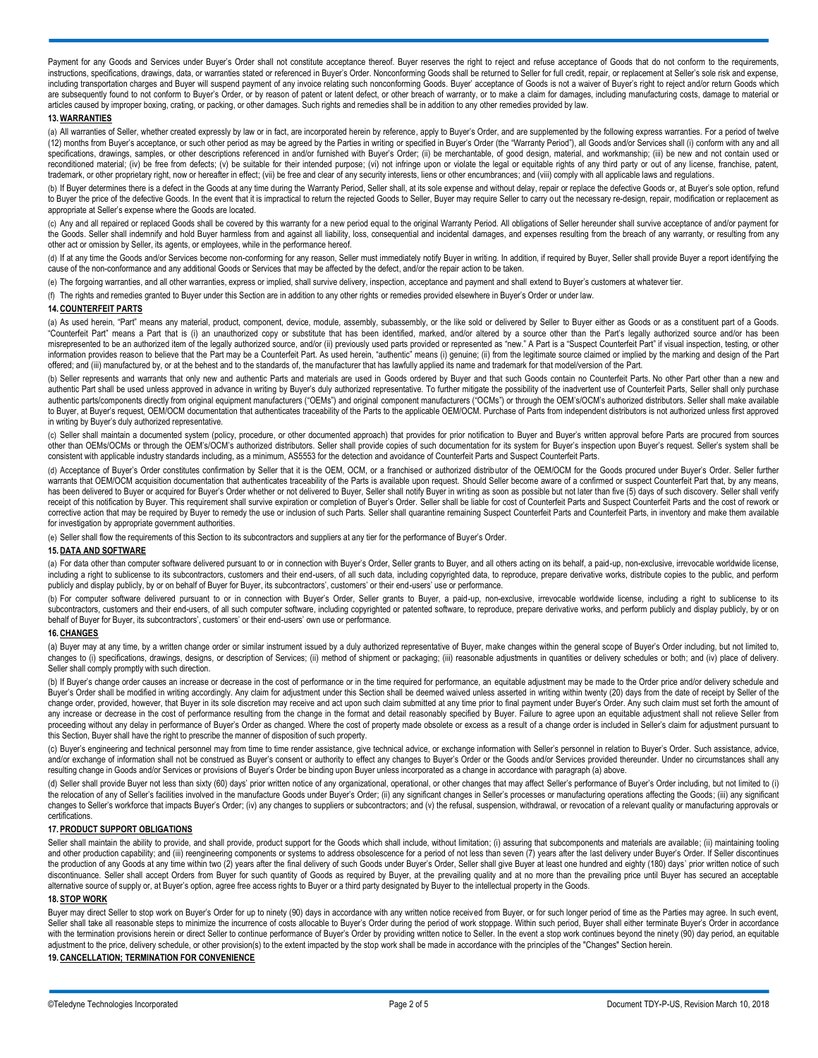Payment for any Goods and Services under Buyer's Order shall not constitute acceptance thereof. Buyer reserves the right to reject and refuse acceptance of Goods that do not conform to the requirements, instructions, specifications, drawings, data, or warranties stated or referenced in Buyer's Order. Nonconforming Goods shall be returned to Seller for full credit, repair, or replacement at Seller's sole risk and expense, including transportation charges and Buyer will suspend payment of any invoice relating such nonconforming Goods. Buyer' acceptance of Goods is not a waiver of Buyer's right to reject and/or return Goods which are subsequently found to not conform to Buyer's Order, or by reason of patent or latent defect, or other breach of warranty, or to make a claim for damages, including manufacturing costs, damage to material or articles caused by improper boxing, crating, or packing, or other damages. Such rights and remedies shall be in addition to any other remedies provided by law.

## 13. WARRANTIES

(a) All warranties of Seller, whether created expressly by law or in fact, are incorporated herein by reference, apply to Buyer's Order, and are supplemented by the following express warranties. For a period of twelve (12) months from Buyer's acceptance, or such other period as may be agreed by the Parties in writing or specified in Buyer's Order (the "Warranty Period"), all Goods and/or Services shall (i) conform with any and all specifications, drawings, samples, or other descriptions referenced in and/or furnished with Buyer's Order; (ii) be merchantable, of good design, material, and workmanship; (iii) be new and not contain used or reconditioned material; (iv) be free from defects; (v) be suitable for their intended purpose; (vi) not infringe upon or violate the legal or equitable rights of any third party or out of any license, franchise, patent, trademark, or other proprietary right, now or hereafter in effect; (vii) be free and clear of any security interests, liens or other encumbrances; and (viii) comply with all applicable laws and regulations.

(b) If Buyer determines there is a defect in the Goods at any time during the Warranty Period, Seller shall, at its sole expense and without delay, repair or replace the defective Goods or, at Buyer's sole option, refund to Buyer the price of the defective Goods. In the event that it is impractical to return the rejected Goods to Seller, Buyer may require Seller to carry out the necessary re-design, repair, modification or replacement as appropriate at Seller's expense where the Goods are located.

(c) Any and all repaired or replaced Goods shall be covered by this warranty for a new period equal to the original Warranty Period. All obligations of Seller hereunder shall survive acceptance of and/or payment for the Goods. Seller shall indemnify and hold Buyer harmless from and against all liability, loss, consequential and incidental damages, and expenses resulting from the breach of any warranty, or resulting from any other act or omission by Seller, its agents, or employees, while in the performance hereof.

(d) If at any time the Goods and/or Services become non-conforming for any reason, Seller must immediately notify Buyer in writing. In addition, if required by Buyer, Seller shall provide Buyer a report identifying the cause of the non-conformance and any additional Goods or Services that may be affected by the defect, and/or the repair action to be taken.

(e) The forgoing warranties, and all other warranties, express or implied, shall survive delivery, inspection, acceptance and payment and shall extend to Buyer's customers at whatever tier.

(f) The rights and remedies granted to Buyer under this Section are in addition to any other rights or remedies provided elsewhere in Buyer's Order or under law.

## 14. COUNTERFEIT PARTS

(a) As used herein, "Part" means any material, product, component, device, module, assembly, subassembly, or the like sold or delivered by Seller to Buyer either as Goods or as a constituent part of a Goods. "Counterfeit Part" means a Part that is (i) an unauthorized copy or substitute that has been identified, marked, and/or altered by a source other than the Part's legally authorized source and/or has been misrepresented to be an authorized item of the legally authorized source, and/or (ii) previously used parts provided or represented as "new." A Part is a "Suspect Counterfeit Part" if visual inspection, testing, or other information provides reason to believe that the Part may be a Counterfeit Part. As used herein, "authentic" means (i) genuine; (ii) from the legitimate source claimed or implied by the marking and design of the Part offered; and (iii) manufactured by, or at the behest and to the standards of, the manufacturer that has lawfully applied its name and trademark for that model/version of the Part.

(b) Seller represents and warrants that only new and authentic Parts and materials are used in Goods ordered by Buyer and that such Goods contain no Counterfeit Parts. No other Part other than a new and authentic Part shall be used unless approved in advance in writing by Buyer's duly authorized representative. To further mitigate the possibility of the inadvertent use of Counterfeit Parts, Seller shall only purchase authentic parts/components directly from original equipment manufacturers ("OEMs") and original component manufacturers ("OCMs") or through the OEM's/OCM's authorized distributors. Seller shall make available to Buyer, at Buyer's request, OEM/OCM documentation that authenticates traceability of the Parts to the applicable OEM/OCM. Purchase of Parts from independent distributors is not authorized unless first approved in writing by Buyer's duly authorized representative.

(c) Seller shall maintain a documented system (policy, procedure, or other documented approach) that provides for prior notification to Buyer and Buyer's written approval before Parts are procured from sources other than OEMs/OCMs or through the OEM's/OCM's authorized distributors. Seller shall provide copies of such documentation for its system for Buyer's inspection upon Buyer's request. Seller's system shall be consistent with applicable industry standards including, as a minimum, AS5553 for the detection and avoidance of Counterfeit Parts and Suspect Counterfeit Parts.

(d) Acceptance of Buyer's Order constitutes confirmation by Seller that it is the OEM, OCM, or a franchised or authorized distributor of the OEM/OCM for the Goods procured under Buyer's Order. Seller further warrants that OEM/OCM acquisition documentation that authenticates traceability of the Parts is available upon request. Should Seller become aware of a confirmed or suspect Counterfeit Part that, by any means, has been delivered to Buyer or acquired for Buyer's Order whether or not delivered to Buyer, Seller shall notify Buyer in writing as soon as possible but not later than five (5) days of such discovery. Seller shall verify receipt of this notification by Buyer. This requirement shall survive expiration or completion of Buyer's Order. Seller shall be liable for cost of Counterfeit Parts and Suspect Counterfeit Parts and the cost of rework or corrective action that may be required by Buyer to remedy the use or inclusion of such Parts. Seller shall quarantine remaining Suspect Counterfeit Parts and Counterfeit Parts, in inventory and make them available for investigation by appropriate government authorities.

(e) Seller shall flow the requirements of this Section to its subcontractors and suppliers at any tier for the performance of Buyer's Order.

## 15. DATA AND SOFTWARE

(a) For data other than computer software delivered pursuant to or in connection with Buyer's Order, Seller grants to Buyer, and all others acting on its behalf, a paid-up, non-exclusive, irrevocable worldwide license, including a right to sublicense to its subcontractors, customers and their end-users, of all such data, including copyrighted data, to reproduce, prepare derivative works, distribute copies to the public, and perform publicly and display publicly, by or on behalf of Buyer for Buyer, its subcontractors', customers' or their end-users' use or performance.

(b) For computer software delivered pursuant to or in connection with Buyer's Order, Seller grants to Buyer, a paid-up, non-exclusive, irrevocable worldwide license, including a right to sublicense to its subcontractors, customers and their end-users, of all such computer software, including copyrighted or patented software, to reproduce, prepare derivative works, and perform publicly and display publicly, by or on behalf of Buyer for Buyer, its subcontractors', customers' or their end-users' own use or performance.

## 16. CHANGES

(a) Buyer may at any time, by a written change order or similar instrument issued by a duly authorized representative of Buyer, make changes within the general scope of Buyer's Order including, but not limited to, changes to (i) specifications, drawings, designs, or description of Services; (ii) method of shipment or packaging; (iii) reasonable adjustments in quantities or delivery schedules or both; and (iv) place of delivery. Seller shall comply promptly with such direction.

(b) If Buyer's change order causes an increase or decrease in the cost of performance or in the time required for performance, an equitable adjustment may be made to the Order price and/or delivery schedule and Buyer's Order shall be modified in writing accordingly. Any claim for adjustment under this Section shall be deemed waived unless asserted in writing within twenty (20) days from the date of receipt by Seller of the change order, provided, however, that Buyer in its sole discretion may receive and act upon such claim submitted at any time prior to final payment under Buyer's Order. Any such claim must set forth the amount of any increase or decrease in the cost of performance resulting from the change in the format and detail reasonably specified by Buyer. Failure to agree upon an equitable adjustment shall not relieve Seller from proceeding without any delay in performance of Buyer's Order as changed. Where the cost of property made obsolete or excess as a result of a change order is included in Seller's claim for adjustment pursuant to this Section, Buyer shall have the right to prescribe the manner of disposition of such property.

(c) Buyer's engineering and technical personnel may from time to time render assistance, give technical advice, or exchange information with Seller's personnel in relation to Buyer's Order. Such assistance, advice, and/or exchange of information shall not be construed as Buyer's consent or authority to effect any changes to Buyer's Order or the Goods and/or Services provided thereunder. Under no circumstances shall any resulting change in Goods and/or Services or provisions of Buyer's Order be binding upon Buyer unless incorporated as a change in accordance with paragraph (a) above.

(d) Seller shall provide Buyer not less than sixty (60) days' prior written notice of any organizational, operational, or other changes that may affect Seller's performance of Buyer's Order including, but not limited to (i) the relocation of any of Seller's facilities involved in the manufacture Goods under Buyer's Order; (ii) any significant changes in Seller's processes or manufacturing operations affecting the Goods; (iii) any significant changes to Seller's workforce that impacts Buyer's Order; (iv) any changes to suppliers or subcontractors; and (v) the refusal, suspension, withdrawal, or revocation of a relevant quality or manufacturing approvals or certifications.

## 17. PRODUCT SUPPORT OBLIGATIONS

Seller shall maintain the ability to provide, and shall provide, product support for the Goods which shall include, without limitation; (i) assuring that subcomponents and materials are available; (ii) maintaining tooling and other production capability; and (iii) reengineering components or systems to address obsolescence for a period of not less than seven (7) years after the last delivery under Buyer's Order. If Seller discontinues the production of any Goods at any time within two (2) years after the final delivery of such Goods under Buyer's Order, Seller shall give Buyer at least one hundred and eighty (180) days' prior written notice of such discontinuance. Seller shall accept Orders from Buyer for such quantity of Goods as required by Buyer, at the prevailing quality and at no more than the prevailing price until Buyer has secured an acceptable alternative source of supply or, at Buyer's option, agree free access rights to Buyer or a third party designated by Buyer to the intellectual property in the Goods.

## 18. STOP WORK

Buyer may direct Seller to stop work on Buyer's Order for up to ninety (90) days in accordance with any written notice received from Buyer, or for such longer period of time as the Parties may agree. In such event, Seller shall take all reasonable steps to minimize the incurrence of costs allocable to Buyer's Order during the period of work stoppage. Within such period, Buyer shall either terminate Buyer's Order in accordance with the termination provisions herein or direct Seller to continue performance of Buyer's Order by providing written notice to Seller. In the event a stop work continues beyond the ninety (90) day period, an equitable adjustment to the price, delivery schedule, or other provision(s) to the extent impacted by the stop work shall be made in accordance with the principles of the "Changes" Section herein.

## 19. CANCELLATION; TERMINATION FOR CONVENIENCE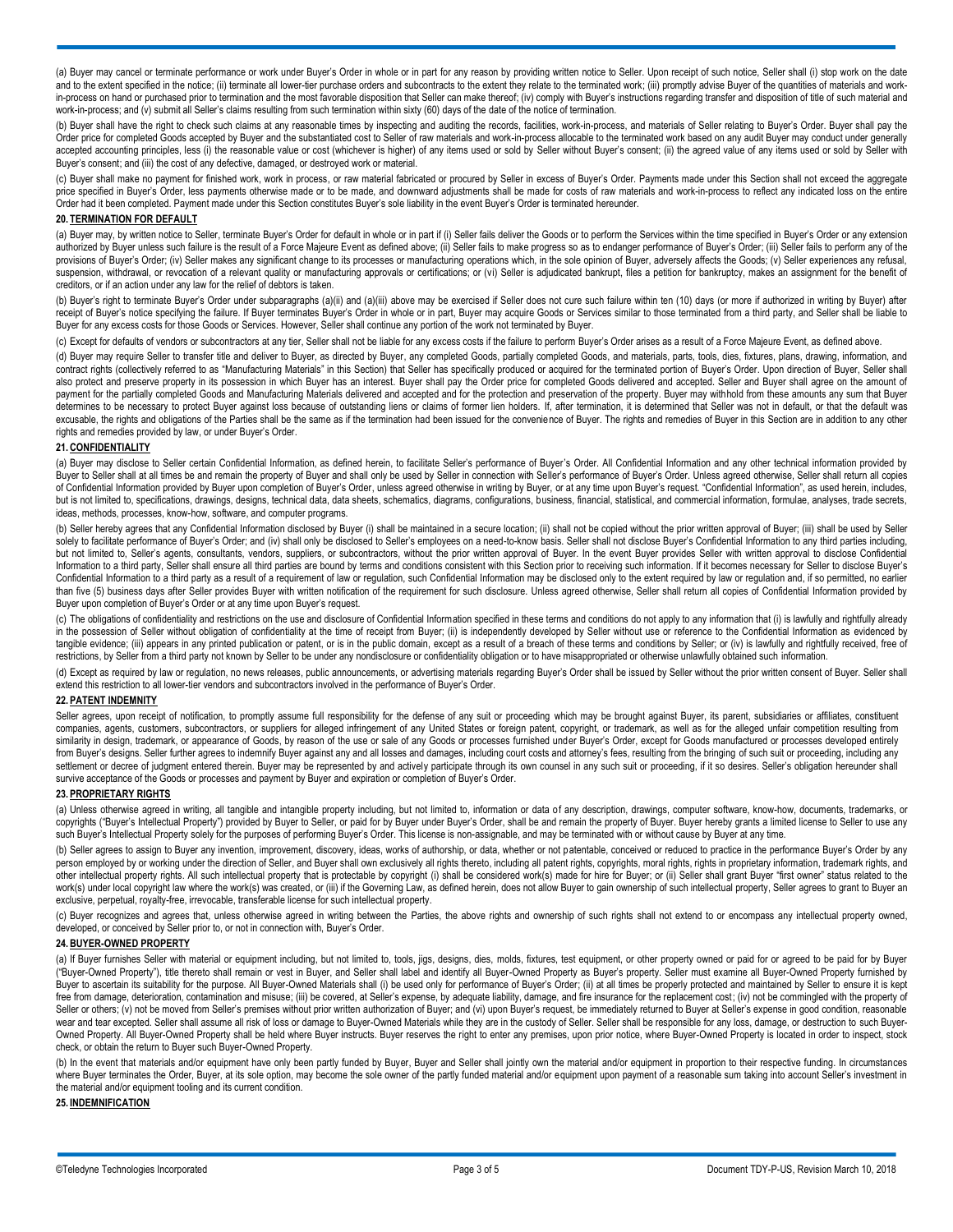(a) Buyer may cancel or terminate performance or work under Buyer's Order in whole or in part for any reason by providing written notice to Seller. Upon receipt of such notice, Seller shall (i) stop work on the date and to the extent specified in the notice; (ii) terminate all lower-tier purchase orders and subcontracts to the extent they relate to the terminated work; (iii) promptly advise Buyer of the quantities of materials and work-in-process on hand or purchased prior to termination and the most favorable disposition that Seller can make thereof; (iv) comply with Buyer's instructions regarding transfer and disposition of title of such material and work-in-process; and (v) submit all Seller's claims resulting from such termination within sixty (60) days of the date of the notice of termination.

(b) Buyer shall have the right to check such claims at any reasonable times by inspecting and auditing the records, facilities, work-in-process, and materials of Seller relating to Buyer's Order. Buyer shall pay the Order price for completed Goods accepted by Buyer and the substantiated cost to Seller of raw materials and work-in-process allocable to the terminated work based on any audit Buyer may conduct under generally accepted accounting principles, less (i) the reasonable value or cost (whichever is higher) of any items used or sold by Seller without Buyer's consent; (ii) the agreed value of any items used or sold by Seller with Buyer's consent; and (iii) the cost of any defective, damaged, or destroyed work or material.

(c) Buyer shall make no payment for finished work, work in process, or raw material fabricated or procured by Seller in excess of Buyer's Order. Payments made under this Section shall not exceed the aggregate price specified in Buyer's Order, less payments otherwise made or to be made, and downward adjustments shall be made for costs of raw materials and work-in-process to reflect any indicated loss on the entire Order had it been completed. Payment made under this Section constitutes Buyer's sole liability in the event Buyer's Order is terminated hereunder.

## 20. TERMINATION FOR DEFAULT

(a) Buyer may, by written notice to Seller, terminate Buyer's Order for default in whole or in part if (i) Seller fails deliver the Goods or to perform the Services within the time specified in Buyer's Order or any extension authorized by Buyer unless such failure is the result of a Force Majeure Event as defined above; (ii) Seller fails to make progress so as to endanger performance of Buyer's Order; (iii) Seller fails to perform any of the provisions of Buyer's Order; (iv) Seller makes any significant change to its processes or manufacturing operations which, in the sole opinion of Buyer, adversely affects the Goods; (v) Seller experiences any refusal, suspension, withdrawal, or revocation of a relevant quality or manufacturing approvals or certifications; or (vi) Seller is adjudicated bankrupt, files a petition for bankruptcy, makes an assignment for the benefit of creditors, or if an action under any law for the relief of debtors is taken.

(b) Buyer's right to terminate Buyer's Order under subparagraphs (a)(ii) and (a)(iii) above may be exercised if Seller does not cure such failure within ten (10) days (or more if authorized in writing by Buyer) after receipt of Buyer's notice specifying the failure. If Buyer terminates Buyer's Order in whole or in part, Buyer may acquire Goods or Services similar to those terminated from a third party, and Seller shall be liable to Buyer for any excess costs for those Goods or Services. However, Seller shall continue any portion of the work not terminated by Buyer.

(c) Except for defaults of vendors or subcontractors at any tier, Seller shall not be liable for any excess costs if the failure to perform Buyer's Order arises as a result of a Force Majeure Event, as defined above.

(d) Buyer may require Seller to transfer title and deliver to Buyer, as directed by Buyer, any completed Goods, partially completed Goods, and materials, parts, tools, dies, fixtures, plans, drawing, information, and contract rights (collectively referred to as "Manufacturing Materials" in this Section) that Seller has specifically produced or acquired for the terminated portion of Buyer's Order. Upon direction of Buyer, Seller shall also protect and preserve property in its possession in which Buyer has an interest. Buyer shall pay the Order price for completed Goods delivered and accepted. Seller and Buyer shall agree on the amount of payment for the partially completed Goods and Manufacturing Materials delivered and accepted and for the protection and preservation of the property. Buyer may withhold from these amounts any sum that Buyer determines to be necessary to protect Buyer against loss because of outstanding liens or claims of former lien holders. If, after termination, it is determined that Seller was not in default, or that the default was excusable, the rights and obligations of the Parties shall be the same as if the termination had been issued for the convenience of Buyer. The rights and remedies of Buyer in this Section are in addition to any other rights and remedies provided by law, or under Buyer's Order.

## 21. CONFIDENTIALITY

(a) Buyer may disclose to Seller certain Confidential Information, as defined herein, to facilitate Seller's performance of Buyer's Order. All Confidential Information and any other technical information provided by Buyer to Seller shall at all times be and remain the property of Buyer and shall only be used by Seller in connection with Seller's performance of Buyer's Order. Unless agreed otherwise, Seller shall return all copies of Confidential Information provided by Buyer upon completion of Buyer's Order, unless agreed otherwise in writing by Buyer, or at any time upon Buyer's request. "Confidential Information", as used herein, includes, but is not limited to, specifications, drawings, designs, technical data, data sheets, schematics, diagrams, configurations, business, financial, statistical, and commercial information, formulae, analyses, trade secrets, ideas, methods, processes, know-how, software, and computer programs.

(b) Seller hereby agrees that any Confidential Information disclosed by Buyer (i) shall be maintained in a secure location; (ii) shall not be copied without the prior written approval of Buyer; (iii) shall be used by Seller solely to facilitate performance of Buyer's Order; and (iv) shall only be disclosed to Seller's employees on a need-to-know basis. Seller shall not disclose Buyer's Confidential Information to any third parties including, but not limited to, Seller's agents, consultants, vendors, suppliers, or subcontractors, without the prior written approval of Buyer. In the event Buyer provides Seller with written approval to disclose Confidential Information to a third party, Seller shall ensure all third parties are bound by terms and conditions consistent with this Section prior to receiving such information. If it becomes necessary for Seller to disclose Buyer's Confidential Information to a third party as a result of a requirement of law or regulation, such Confidential Information may be disclosed only to the extent required by law or regulation and, if so permitted, no earlier than five (5) business days after Seller provides Buyer with written notification of the requirement for such disclosure. Unless agreed otherwise, Seller shall return all copies of Confidential Information provided by Buyer upon completion of Buyer's Order or at any time upon Buyer's request.

(c) The obligations of confidentiality and restrictions on the use and disclosure of Confidential Information specified in these terms and conditions do not apply to any information that (i) is lawfully and rightfully already in the possession of Seller without obligation of confidentiality at the time of receipt from Buyer; (ii) is independently developed by Seller without use or reference to the Confidential Information as evidenced by tangible evidence; (iii) appears in any printed publication or patent, or is in the public domain, except as a result of a breach of these terms and conditions by Seller; or (iv) is lawfully and rightfully received, free of restrictions, by Seller from a third party not known by Seller to be under any nondisclosure or confidentiality obligation or to have misappropriated or otherwise unlawfully obtained such information.

(d) Except as required by law or regulation, no news releases, public announcements, or advertising materials regarding Buyer's Order shall be issued by Seller without the prior written consent of Buyer. Seller shall extend this restriction to all lower-tier vendors and subcontractors involved in the performance of Buyer's Order.

## 22. PATENT INDEMNITY

Seller agrees, upon receipt of notification, to promptly assume full responsibility for the defense of any suit or proceeding which may be brought against Buyer, its parent, subsidiaries or affiliates, constituent companies, agents, customers, subcontractors, or suppliers for alleged infringement of any United States or foreign patent, copyright, or trademark, as well as for the alleged unfair competition resulting from similarity in design, trademark, or appearance of Goods, by reason of the use or sale of any Goods or processes furnished under Buyer's Order, except for Goods manufactured or processes developed entirely from Buyer's designs. Seller further agrees to indemnify Buyer against any and all losses and damages, including court costs and attorney's fees, resulting from the bringing of such suit or proceeding, including any settlement or decree of judgment entered therein. Buyer may be represented by and actively participate through its own counsel in any such suit or proceeding, if it so desires. Seller's obligation hereunder shall survive acceptance of the Goods or processes and payment by Buyer and expiration or completion of Buyer's Order.

## 23. PROPRIETARY RIGHTS

(a) Unless otherwise agreed in writing, all tangible and intangible property including, but not limited to, information or data of any description, drawings, computer software, know-how, documents, trademarks, or copyrights ("Buyer's Intellectual Property") provided by Buyer to Seller, or paid for by Buyer under Buyer's Order, shall be and remain the property of Buyer. Buyer hereby grants a limited license to Seller to use any such Buyer's Intellectual Property solely for the purposes of performing Buyer's Order. This license is non-assignable, and may be terminated with or without cause by Buyer at any time.

(b) Seller agrees to assign to Buyer any invention, improvement, discovery, ideas, works of authorship, or data, whether or not patentable, conceived or reduced to practice in the performance Buyer's Order by any person employed by or working under the direction of Seller, and Buyer shall own exclusively all rights thereto, including all patent rights, copyrights, moral rights, rights in proprietary information, trademark rights, and other intellectual property rights. All such intellectual property that is protectable by copyright (i) shall be considered work(s) made for hire for Buyer; or (ii) Seller shall grant Buyer "first owner" status related to the work(s) under local copyright law where the work(s) was created, or (iii) if the Governing Law, as defined herein, does not allow Buyer to gain ownership of such intellectual property, Seller agrees to grant to Buyer an exclusive, perpetual, royalty-free, irrevocable, transferable license for such intellectual property.

(c) Buyer recognizes and agrees that, unless otherwise agreed in writing between the Parties, the above rights and ownership of such rights shall not extend to or encompass any intellectual property owned, developed, or conceived by Seller prior to, or not in connection with, Buyer's Order.

## 24. BUYER-OWNED PROPERTY

(a) If Buyer furnishes Seller with material or equipment including, but not limited to, tools, jigs, designs, dies, molds, fixtures, test equipment, or other property owned or paid for or agreed to be paid for by Buyer ("Buyer-Owned Property"), title thereto shall remain or vest in Buyer, and Seller shall label and identify all Buyer-Owned Property as Buyer's property. Seller must examine all Buyer-Owned Property furnished by Buyer to ascertain its suitability for the purpose. All Buyer-Owned Materials shall (i) be used only for performance of Buyer's Order; (ii) at all times be properly protected and maintained by Seller to ensure it is kept free from damage, deterioration, contamination and misuse; (iii) be covered, at Seller's expense, by adequate liability, damage, and fire insurance for the replacement cost; (iv) not be commingled with the property of Seller or others; (v) not be moved from Seller's premises without prior written authorization of Buyer; and (vi) upon Buyer's request, be immediately returned to Buyer at Seller's expense in good condition, reasonable wear and tear excepted. Seller shall assume all risk of loss or damage to Buyer-Owned Materials while they are in the custody of Seller. Seller shall be responsible for any loss, damage, or destruction to such Buyer-Owned Property. All Buyer-Owned Property shall be held where Buyer instructs. Buyer reserves the right to enter any premises, upon prior notice, where Buyer-Owned Property is located in order to inspect, stock check, or obtain the return to Buyer such Buyer-Owned Property.

(b) In the event that materials and/or equipment have only been partly funded by Buyer, Buyer and Seller shall jointly own the material and/or equipment in proportion to their respective funding. In circumstances where Buyer terminates the Order, Buyer, at its sole option, may become the sole owner of the partly funded material and/or equipment upon payment of a reasonable sum taking into account Seller's investment in the material and/or equipment tooling and its current condition.

## 25. INDEMNIFICATION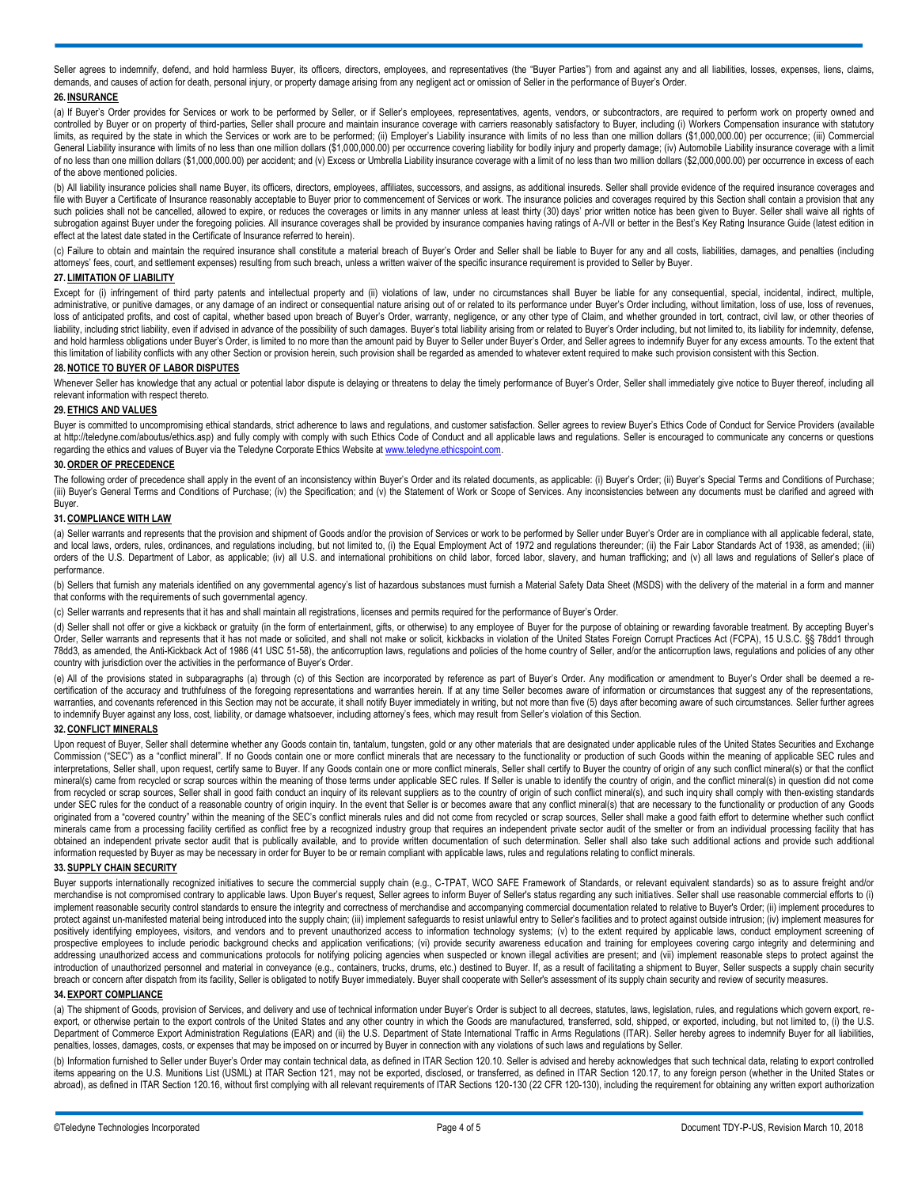Seller agrees to indemnify, defend, and hold harmless Buyer, its officers, directors, employees, and representatives (the "Buyer Parties") from and against any and all liabilities, losses, expenses, liens, claims, demands, and causes of action for death, personal injury, or property damage arising from any negligent act or omission of Seller in the performance of Buyer's Order.

**26. INSURANCE**

(a) If Buyer's Order provides for Services or work to be performed by Seller, or if Seller's employees, representatives, agents, vendors, or subcontractors, are required to perform work on property owned and controlled by Buyer or on property of third-parties, Seller shall procure and maintain insurance coverage with carriers reasonably satisfactory to Buyer, including (i) Workers Compensation insurance with statutory limits, as required by the state in which the Services or work are to be performed; (ii) Employer's Liability insurance with limits of no less than one million dollars ($1,000,000.00) per occurrence; (iii) Commercial General Liability insurance with limits of no less than one million dollars ($1,000,000.00) per occurrence covering liability for bodily injury and property damage; (iv) Automobile Liability insurance coverage with a limit of no less than one million dollars ($1,000,000.00) per accident; and (v) Excess or Umbrella Liability insurance coverage with a limit of no less than two million dollars ($2,000,000.00) per occurrence in excess of each of the above mentioned policies.

(b) All liability insurance policies shall name Buyer, its officers, directors, employees, affiliates, successors, and assigns, as additional insureds. Seller shall provide evidence of the required insurance coverages and file with Buyer a Certificate of Insurance reasonably acceptable to Buyer prior to commencement of Services or work. The insurance policies and coverages required by this Section shall contain a provision that any such policies shall not be cancelled, allowed to expire, or reduces the coverages or limits in any manner unless at least thirty (30) days' prior written notice has been given to Buyer. Seller shall waive all rights of subrogation against Buyer under the foregoing policies. All insurance coverages shall be provided by insurance companies having ratings of A-/VII or better in the Best's Key Rating Insurance Guide (latest edition in effect at the latest date stated in the Certificate of Insurance referred to herein).

(c) Failure to obtain and maintain the required insurance shall constitute a material breach of Buyer's Order and Seller shall be liable to Buyer for any and all costs, liabilities, damages, and penalties (including attorneys' fees, court, and settlement expenses) resulting from such breach, unless a written waiver of the specific insurance requirement is provided to Seller by Buyer.

**27. LIMITATION OF LIABILITY**

Except for (i) infringement of third party patents and intellectual property and (ii) violations of law, under no circumstances shall Buyer be liable for any consequential, special, incidental, indirect, multiple, administrative, or punitive damages, or any damage of an indirect or consequential nature arising out of or related to its performance under Buyer's Order including, without limitation, loss of use, loss of revenues, loss of anticipated profits, and cost of capital, whether based upon breach of Buyer's Order, warranty, negligence, or any other type of Claim, and whether grounded in tort, contract, civil law, or other theories of liability, including strict liability, even if advised in advance of the possibility of such damages. Buyer's total liability arising from or related to Buyer's Order including, but not limited to, its liability for indemnity, defense, and hold harmless obligations under Buyer's Order, is limited to no more than the amount paid by Buyer to Seller under Buyer's Order, and Seller agrees to indemnify Buyer for any excess amounts. To the extent that this limitation of liability conflicts with any other Section or provision herein, such provision shall be regarded as amended to whatever extent required to make such provision consistent with this Section.

**28. NOTICE TO BUYER OF LABOR DISPUTES**

Whenever Seller has knowledge that any actual or potential labor dispute is delaying or threatens to delay the timely performance of Buyer's Order, Seller shall immediately give notice to Buyer thereof, including all relevant information with respect thereto.

**29. ETHICS AND VALUES**

Buyer is committed to uncompromising ethical standards, strict adherence to laws and regulations, and customer satisfaction. Seller agrees to review Buyer's Ethics Code of Conduct for Service Providers (available at http://teledyne.com/aboutus/ethics.asp) and fully comply with comply with such Ethics Code of Conduct and all applicable laws and regulations. Seller is encouraged to communicate any concerns or questions regarding the ethics and values of Buyer via the Teledyne Corporate Ethics Website at www.teledyne.ethicspoint.com.

**30. ORDER OF PRECEDENCE**

The following order of precedence shall apply in the event of an inconsistency within Buyer's Order and its related documents, as applicable: (i) Buyer's Order; (ii) Buyer's Special Terms and Conditions of Purchase; (iii) Buyer's General Terms and Conditions of Purchase; (iv) the Specification; and (v) the Statement of Work or Scope of Services. Any inconsistencies between any documents must be clarified and agreed with Buyer.

**31. COMPLIANCE WITH LAW**

(a) Seller warrants and represents that the provision and shipment of Goods and/or the provision of Services or work to be performed by Seller under Buyer's Order are in compliance with all applicable federal, state, and local laws, orders, rules, ordinances, and regulations including, but not limited to, (i) the Equal Employment Act of 1972 and regulations thereunder; (ii) the Fair Labor Standards Act of 1938, as amended; (iii) orders of the U.S. Department of Labor, as applicable; (iv) all U.S. and international prohibitions on child labor, forced labor, slavery, and human trafficking; and (v) all laws and regulations of Seller's place of performance.

(b) Sellers that furnish any materials identified on any governmental agency's list of hazardous substances must furnish a Material Safety Data Sheet (MSDS) with the delivery of the material in a form and manner that conforms with the requirements of such governmental agency.

(c) Seller warrants and represents that it has and shall maintain all registrations, licenses and permits required for the performance of Buyer's Order.

(d) Seller shall not offer or give a kickback or gratuity (in the form of entertainment, gifts, or otherwise) to any employee of Buyer for the purpose of obtaining or rewarding favorable treatment. By accepting Buyer's Order, Seller warrants and represents that it has not made or solicited, and shall not make or solicit, kickbacks in violation of the United States Foreign Corrupt Practices Act (FCPA), 15 U.S.C. §§ 78dd1 through 78dd3, as amended, the Anti-Kickback Act of 1986 (41 USC 51-58), the anticorruption laws, regulations and policies of the home country of Seller, and/or the anticorruption laws, regulations and policies of any other country with jurisdiction over the activities in the performance of Buyer's Order.

(e) All of the provisions stated in subparagraphs (a) through (c) of this Section are incorporated by reference as part of Buyer's Order. Any modification or amendment to Buyer's Order shall be deemed a re-certification of the accuracy and truthfulness of the foregoing representations and warranties herein. If at any time Seller becomes aware of information or circumstances that suggest any of the representations, warranties, and covenants referenced in this Section may not be accurate, it shall notify Buyer immediately in writing, but not more than five (5) days after becoming aware of such circumstances. Seller further agrees to indemnify Buyer against any loss, cost, liability, or damage whatsoever, including attorney's fees, which may result from Seller's violation of this Section.

**32. CONFLICT MINERALS**

Upon request of Buyer, Seller shall determine whether any Goods contain tin, tantalum, tungsten, gold or any other materials that are designated under applicable rules of the United States Securities and Exchange Commission ("SEC") as a "conflict mineral". If no Goods contain one or more conflict minerals that are necessary to the functionality or production of such Goods within the meaning of applicable SEC rules and interpretations, Seller shall, upon request, certify same to Buyer. If any Goods contain one or more conflict minerals, Seller shall certify to Buyer the country of origin of any such conflict mineral(s) or that the conflict mineral(s) came from recycled or scrap sources within the meaning of those terms under applicable SEC rules. If Seller is unable to identify the country of origin, and the conflict mineral(s) in question did not come from recycled or scrap sources, Seller shall in good faith conduct an inquiry of its relevant suppliers as to the country of origin of such conflict mineral(s), and such inquiry shall comply with then-existing standards under SEC rules for the conduct of a reasonable country of origin inquiry. In the event that Seller is or becomes aware that any conflict mineral(s) that are necessary to the functionality or production of any Goods originated from a "covered country" within the meaning of the SEC's conflict minerals rules and did not come from recycled or scrap sources, Seller shall make a good faith effort to determine whether such conflict minerals came from a processing facility certified as conflict free by a recognized industry group that requires an independent private sector audit of the smelter or from an individual processing facility that has obtained an independent private sector audit that is publically available, and to provide written documentation of such determination. Seller shall also take such additional actions and provide such additional information requested by Buyer as may be necessary in order for Buyer to be or remain compliant with applicable laws, rules and regulations relating to conflict minerals.

**33. SUPPLY CHAIN SECURITY**

Buyer supports internationally recognized initiatives to secure the commercial supply chain (e.g., C-TPAT, WCO SAFE Framework of Standards, or relevant equivalent standards) so as to assure freight and/or merchandise is not compromised contrary to applicable laws. Upon Buyer's request, Seller agrees to inform Buyer of Seller's status regarding any such initiatives. Seller shall use reasonable commercial efforts to (i) implement reasonable security control standards to ensure the integrity and correctness of merchandise and accompanying commercial documentation related to relative to Buyer's Order; (ii) implement procedures to protect against un-manifested material being introduced into the supply chain; (iii) implement safeguards to resist unlawful entry to Seller's facilities and to protect against outside intrusion; (iv) implement measures for positively identifying employees, visitors, and vendors and to prevent unauthorized access to information technology systems; (v) to the extent required by applicable laws, conduct employment screening of prospective employees to include periodic background checks and application verifications; (vi) provide security awareness education and training for employees covering cargo integrity and determining and addressing unauthorized access and communications protocols for notifying policing agencies when suspected or known illegal activities are present; and (vii) implement reasonable steps to protect against the introduction of unauthorized personnel and material in conveyance (e.g., containers, trucks, drums, etc.) destined to Buyer. If, as a result of facilitating a shipment to Buyer, Seller suspects a supply chain security breach or concern after dispatch from its facility, Seller is obligated to notify Buyer immediately. Buyer shall cooperate with Seller's assessment of its supply chain security and review of security measures.

**34. EXPORT COMPLIANCE**

(a) The shipment of Goods, provision of Services, and delivery and use of technical information under Buyer's Order is subject to all decrees, statutes, laws, legislation, rules, and regulations which govern export, re-export, or otherwise pertain to the export controls of the United States and any other country in which the Goods are manufactured, transferred, sold, shipped, or exported, including, but not limited to, (i) the U.S. Department of Commerce Export Administration Regulations (EAR) and (ii) the U.S. Department of State International Traffic in Arms Regulations (ITAR). Seller hereby agrees to indemnify Buyer for all liabilities, penalties, losses, damages, costs, or expenses that may be imposed on or incurred by Buyer in connection with any violations of such laws and regulations by Seller.

(b) Information furnished to Seller under Buyer's Order may contain technical data, as defined in ITAR Section 120.10. Seller is advised and hereby acknowledges that such technical data, relating to export controlled items appearing on the U.S. Munitions List (USML) at ITAR Section 121, may not be exported, disclosed, or transferred, as defined in ITAR Section 120.17, to any foreign person (whether in the United States or abroad), as defined in ITAR Section 120.16, without first complying with all relevant requirements of ITAR Sections 120-130 (22 CFR 120-130), including the requirement for obtaining any written export authorization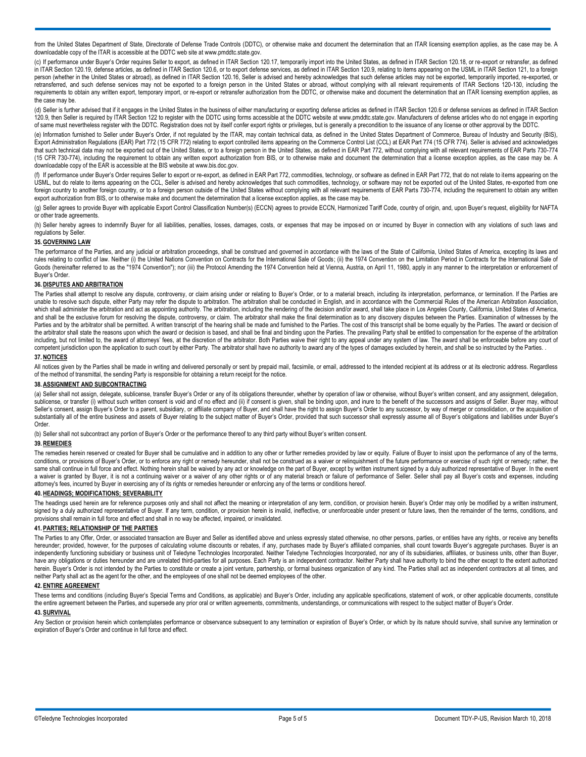from the United States Department of State, Directorate of Defense Trade Controls (DDTC), or otherwise make and document the determination that an ITAR licensing exemption applies, as the case may be. A downloadable copy of the ITAR is accessible at the DDTC web site at www.pmddtc.state.gov.

(c) If performance under Buyer's Order requires Seller to export, as defined in ITAR Section 120.17, temporarily import into the United States, as defined in ITAR Section 120.18, or re-export or retransfer, as defined in ITAR Section 120.19, defense articles, as defined in ITAR Section 120.6, or to export defense services, as defined in ITAR Section 120.9, relating to items appearing on the USML in ITAR Section 121, to a foreign person (whether in the United States or abroad), as defined in ITAR Section 120.16, Seller is advised and hereby acknowledges that such defense articles may not be exported, temporarily imported, re-exported, or retransferred, and such defense services may not be exported to a foreign person in the United States or abroad, without complying with all relevant requirements of ITAR Sections 120-130, including the requirements to obtain any written export, temporary import, or re-export or retransfer authorization from the DDTC, or otherwise make and document the determination that an ITAR licensing exemption applies, as the case may be.

(d) Seller is further advised that if it engages in the United States in the business of either manufacturing or exporting defense articles as defined in ITAR Section 120.6 or defense services as defined in ITAR Section 120.9, then Seller is required by ITAR Section 122 to register with the DDTC using forms accessible at the DDTC website at www.pmddtc.state.gov. Manufacturers of defense articles who do not engage in exporting of same must nevertheless register with the DDTC. Registration does not by itself confer export rights or privileges, but is generally a precondition to the issuance of any license or other approval by the DDTC.

(e) Information furnished to Seller under Buyer's Order, if not regulated by the ITAR, may contain technical data, as defined in the United States Department of Commerce, Bureau of Industry and Security (BIS), Export Administration Regulations (EAR) Part 772 (15 CFR 772) relating to export controlled items appearing on the Commerce Control List (CCL) at EAR Part 774 (15 CFR 774). Seller is advised and acknowledges that such technical data may not be exported out of the United States, or to a foreign person in the United States, as defined in EAR Part 772, without complying with all relevant requirements of EAR Parts 730-774 (15 CFR 730-774), including the requirement to obtain any written export authorization from BIS, or to otherwise make and document the determination that a license exception applies, as the case may be. A downloadable copy of the EAR is accessible at the BIS website at www.bis.doc.gov.

(f) If performance under Buyer's Order requires Seller to export or re-export, as defined in EAR Part 772, commodities, technology, or software as defined in EAR Part 772, that do not relate to items appearing on the USML, but do relate to items appearing on the CCL, Seller is advised and hereby acknowledges that such commodities, technology, or software may not be exported out of the United States, re-exported from one foreign country to another foreign country, or to a foreign person outside of the United States without complying with all relevant requirements of EAR Parts 730-774, including the requirement to obtain any written export authorization from BIS, or to otherwise make and document the determination that a license exception applies, as the case may be.

(g) Seller agrees to provide Buyer with applicable Export Control Classification Number(s) (ECCN) agrees to provide ECCN, Harmonized Tariff Code, country of origin, and, upon Buyer's request, eligibility for NAFTA or other trade agreements.

(h) Seller hereby agrees to indemnify Buyer for all liabilities, penalties, losses, damages, costs, or expenses that may be imposed on or incurred by Buyer in connection with any violations of such laws and regulations by Seller.

**35. GOVERNING LAW**

The performance of the Parties, and any judicial or arbitration proceedings, shall be construed and governed in accordance with the laws of the State of California, United States of America, excepting its laws and rules relating to conflict of law. Neither (i) the United Nations Convention on Contracts for the International Sale of Goods; (ii) the 1974 Convention on the Limitation Period in Contracts for the International Sale of Goods (hereinafter referred to as the "1974 Convention"); nor (iii) the Protocol Amending the 1974 Convention held at Vienna, Austria, on April 11, 1980, apply in any manner to the interpretation or enforcement of Buyer's Order.

**36. DISPUTES AND ARBITRATION**

The Parties shall attempt to resolve any dispute, controversy, or claim arising under or relating to Buyer's Order, or to a material breach, including its interpretation, performance, or termination. If the Parties are unable to resolve such dispute, either Party may refer the dispute to arbitration. The arbitration shall be conducted in English, and in accordance with the Commercial Rules of the American Arbitration Association, which shall administer the arbitration and act as appointing authority. The arbitration, including the rendering of the decision and/or award, shall take place in Los Angeles County, California, United States of America, and shall be the exclusive forum for resolving the dispute, controversy, or claim. The arbitrator shall make the final determination as to any discovery disputes between the Parties. Examination of witnesses by the Parties and by the arbitrator shall be permitted. A written transcript of the hearing shall be made and furnished to the Parties. The cost of this transcript shall be borne equally by the Parties. The award or decision of the arbitrator shall state the reasons upon which the award or decision is based, and shall be final and binding upon the Parties. The prevailing Party shall be entitled to compensation for the expense of the arbitration including, but not limited to, the award of attorneys' fees, at the discretion of the arbitrator. Both Parties waive their right to any appeal under any system of law. The award shall be enforceable before any court of competent jurisdiction upon the application to such court by either Party. The arbitrator shall have no authority to award any of the types of damages excluded by herein, and shall be so instructed by the Parties. .

**37. NOTICES**

All notices given by the Parties shall be made in writing and delivered personally or sent by prepaid mail, facsimile, or email, addressed to the intended recipient at its address or at its electronic address. Regardless of the method of transmittal, the sending Party is responsible for obtaining a return receipt for the notice.

**38. ASSIGNMENT AND SUBCONTRACTING**

(a) Seller shall not assign, delegate, sublicense, transfer Buyer's Order or any of its obligations thereunder, whether by operation of law or otherwise, without Buyer's written consent, and any assignment, delegation, sublicense, or transfer (i) without such written consent is void and of no effect and (ii) if consent is given, shall be binding upon, and inure to the benefit of the successors and assigns of Seller. Buyer may, without Seller's consent, assign Buyer's Order to a parent, subsidiary, or affiliate company of Buyer, and shall have the right to assign Buyer's Order to any successor, by way of merger or consolidation, or the acquisition of substantially all of the entire business and assets of Buyer relating to the subject matter of Buyer's Order, provided that such successor shall expressly assume all of Buyer's obligations and liabilities under Buyer's Order.

(b) Seller shall not subcontract any portion of Buyer's Order or the performance thereof to any third party without Buyer's written consent.

**39. REMEDIES**

The remedies herein reserved or created for Buyer shall be cumulative and in addition to any other or further remedies provided by law or equity. Failure of Buyer to insist upon the performance of any of the terms, conditions, or provisions of Buyer's Order, or to enforce any right or remedy hereunder, shall not be construed as a waiver or relinquishment of the future performance or exercise of such right or remedy; rather, the same shall continue in full force and effect. Nothing herein shall be waived by any act or knowledge on the part of Buyer, except by written instrument signed by a duly authorized representative of Buyer. In the event a waiver is granted by Buyer, it is not a continuing waiver or a waiver of any other rights or of any material breach or failure of performance of Seller. Seller shall pay all Buyer's costs and expenses, including attorney's fees, incurred by Buyer in exercising any of its rights or remedies hereunder or enforcing any of the terms or conditions hereof.

**40. HEADINGS; MODIFICATIONS; SEVERABILITY**

The headings used herein are for reference purposes only and shall not affect the meaning or interpretation of any term, condition, or provision herein. Buyer's Order may only be modified by a written instrument, signed by a duly authorized representative of Buyer. If any term, condition, or provision herein is invalid, ineffective, or unenforceable under present or future laws, then the remainder of the terms, conditions, and provisions shall remain in full force and effect and shall in no way be affected, impaired, or invalidated.

**41. PARTIES; RELATIONSHIP OF THE PARTIES**

The Parties to any Offer, Order, or associated transaction are Buyer and Seller as identified above and unless expressly stated otherwise, no other persons, parties, or entities have any rights, or receive any benefits hereunder; provided, however, for the purposes of calculating volume discounts or rebates, if any, purchases made by Buyer's affiliated companies, shall count towards Buyer's aggregate purchases. Buyer is an independently functioning subsidiary or business unit of Teledyne Technologies Incorporated. Neither Teledyne Technologies Incorporated, nor any of its subsidiaries, affiliates, or business units, other than Buyer, have any obligations or duties hereunder and are unrelated third-parties for all purposes. Each Party is an independent contractor. Neither Party shall have authority to bind the other except to the extent authorized herein. Buyer's Order is not intended by the Parties to constitute or create a joint venture, partnership, or formal business organization of any kind. The Parties shall act as independent contractors at all times, and neither Party shall act as the agent for the other, and the employees of one shall not be deemed employees of the other.

**42. ENTIRE AGREEMENT**

These terms and conditions (including Buyer's Special Terms and Conditions, as applicable) and Buyer's Order, including any applicable specifications, statement of work, or other applicable documents, constitute the entire agreement between the Parties, and supersede any prior oral or written agreements, commitments, understandings, or communications with respect to the subject matter of Buyer's Order.

**43. SURVIVAL**

Any Section or provision herein which contemplates performance or observance subsequent to any termination or expiration of Buyer's Order, or which by its nature should survive, shall survive any termination or expiration of Buyer's Order and continue in full force and effect.